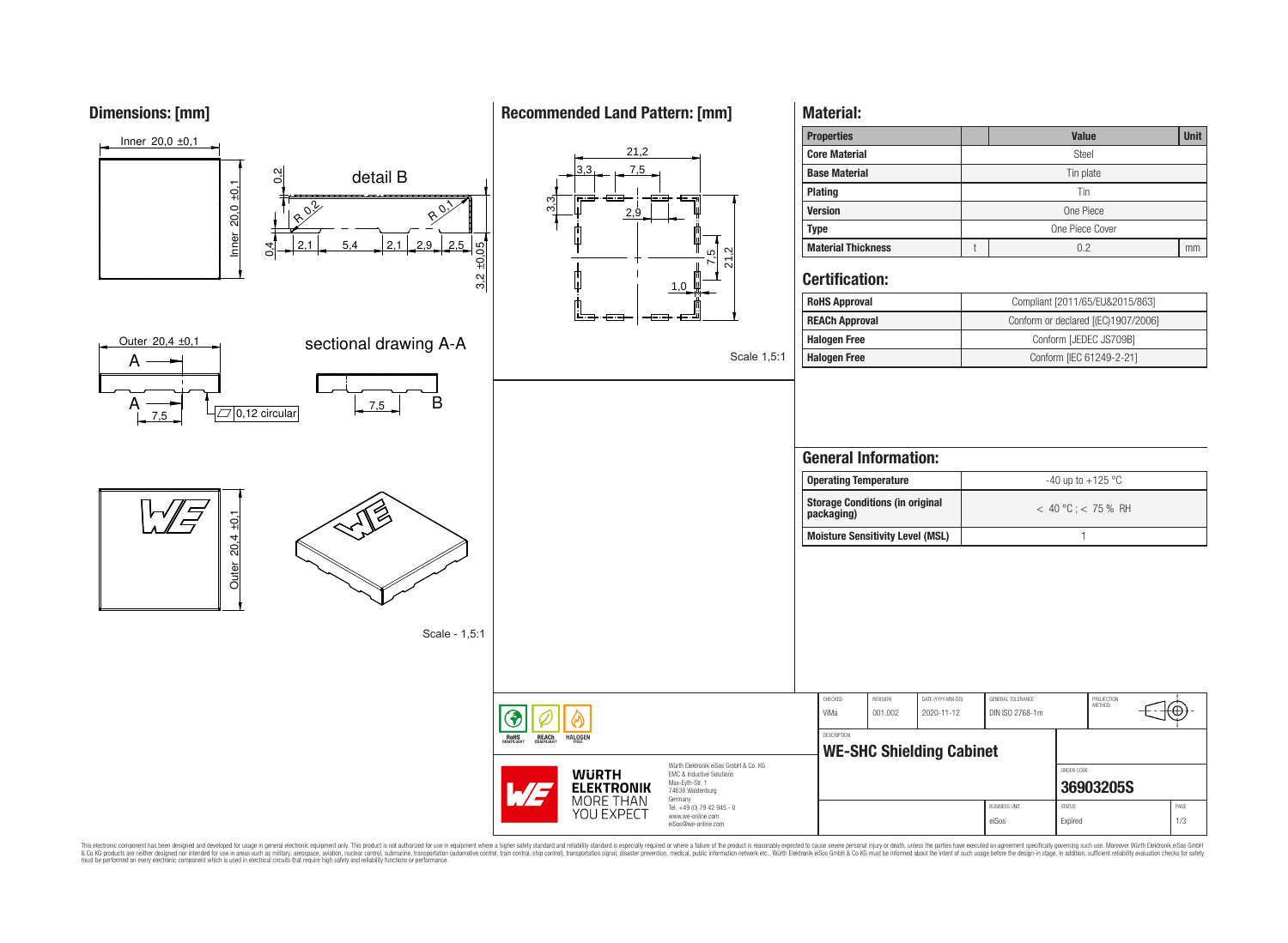## Dimensions: [mm]

Inner 20,0 ±0,1

Inner 20,0 ±0,1

detail B

0,2

R 0,2

R 0,1

0,4 | 2,1 | 5,4 | 2,1 | 2,9 | 2,5

3,2 ±0,05

Outer 20,4 ±0,1

A

A

7,5

0,12 circular

sectional drawing A-A

7,5

B

Outer 20,4 ±0,1

Scale - 1,5:1

## Recommended Land Pattern: [mm]

21,2

3,3

7,5

3,3

2,9

7,5

21,2

1,0

Scale 1,5:1

## Material:

| Properties | | Value | Unit |
|---|---|---|---|
| Core Material | | Steel | |
| Base Material | | Tin plate | |
| Plating | | Tin | |
| Version | | One Piece | |
| Type | | One Piece Cover | |
| Material Thickness | t | 0.2 | mm |

## Certification:

| | |
|---|---|
| RoHS Approval | Compliant [2011/65/EU&2015/863] |
| REACh Approval | Conform or declared [(EC)1907/2006] |
| Halogen Free | Conform [JEDEC JS709B] |
| Halogen Free | Conform [IEC 61249-2-21] |

## General Information:

| | |
|---|---|
| Operating Temperature | -40 up to +125 °C |
| Storage Conditions (in original packaging) | < 40 °C ; < 75 % RH |
| Moisture Sensitivity Level (MSL) | 1 |

| CHECKED | REVISION | DATE (YYYY-MM-DD) | GENERAL TOLERANCE | PROJECTION METHOD |
|---|---|---|---|---|
| ViMa | 001.002 | 2020-11-12 | DIN ISO 2768-1m | |

DESCRIPTION

**WE-SHC Shielding Cabinet**

ORDER CODE

**36903205S**

| BUSINESS UNIT | STATUS | PAGE |
|---|---|---|
| eiSos | Expired | 1/3 |

RoHS COMPLIANT | REACh COMPLIANT | HALOGEN FREE

WÜRTH ELEKTRONIK MORE THAN YOU EXPECT

Würth Elektronik eiSos GmbH & Co. KG
EMC & Inductive Solutions
Max-Eyth-Str. 1
74638 Waldenburg
Germany
Tel. +49 (0) 79 42 945 - 0
www.we-online.com
eiSos@we-online.com

This electronic component has been designed and developed for usage in general electronic equipment only. This product is not authorized for use in equipment where a higher safety standard and reliability standard is especially required or where a failure of the product is reasonably expected to cause severe personal injury or death, unless the parties have executed an agreement specifically governing such use. Moreover Würth Elektronik eiSos GmbH & Co KG products are neither designed nor intended for use in areas such as military, aerospace, aviation, nuclear control, submarine, transportation (automotive control, train control, ship control), transportation signal, disaster prevention, medical, public information network etc.. Würth Elektronik eiSos GmbH & Co KG must be informed about the intent of such usage before the design-in stage. In addition, sufficient reliability evaluation checks for safety must be performed on every electronic component which is used in electrical circuits that require high safety and reliability functions or performance.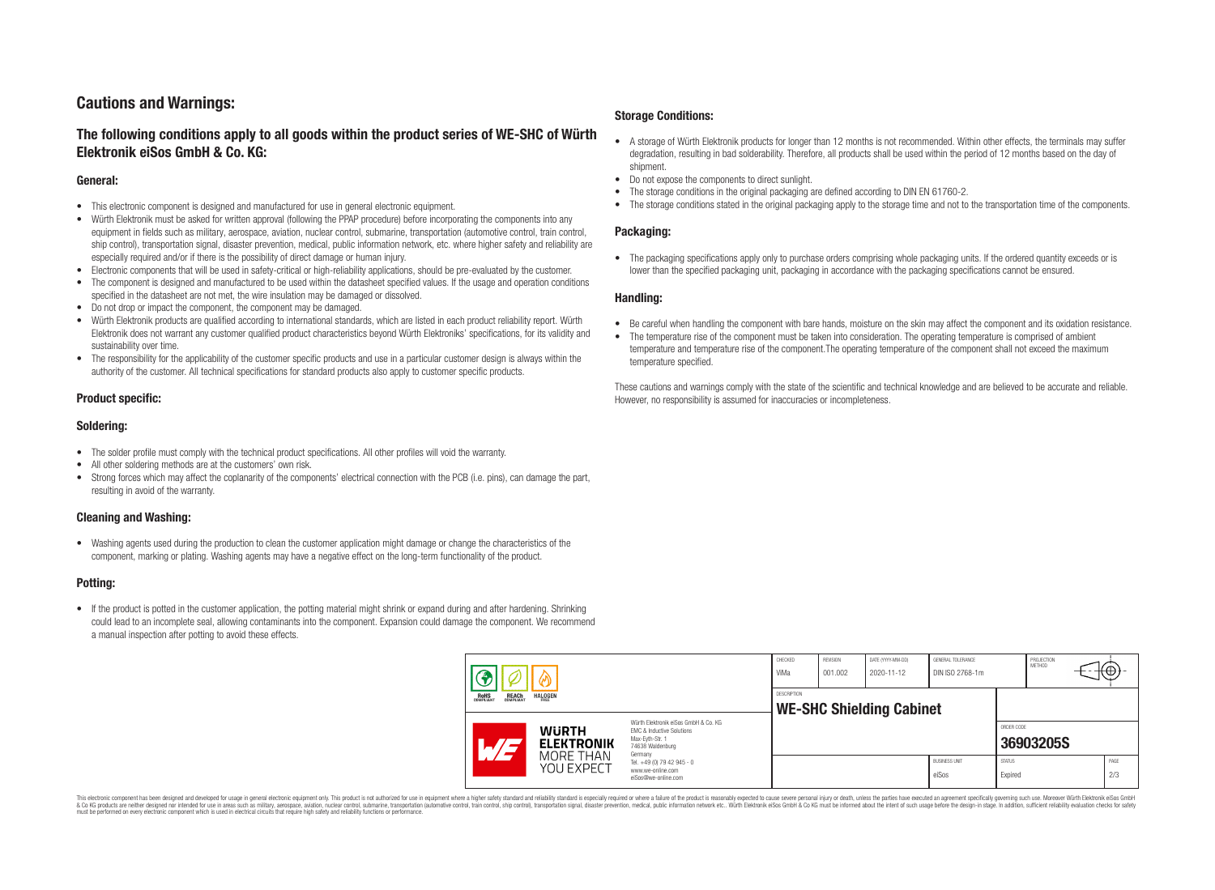# Cautions and Warnings:

## The following conditions apply to all goods within the product series of WE-SHC of Würth Elektronik eiSos GmbH & Co. KG:

### General:

- This electronic component is designed and manufactured for use in general electronic equipment.
- Würth Elektronik must be asked for written approval (following the PPAP procedure) before incorporating the components into any equipment in fields such as military, aerospace, aviation, nuclear control, submarine, transportation (automotive control, train control, ship control), transportation signal, disaster prevention, medical, public information network, etc. where higher safety and reliability are especially required and/or if there is the possibility of direct damage or human injury.
- Electronic components that will be used in safety-critical or high-reliability applications, should be pre-evaluated by the customer.
- The component is designed and manufactured to be used within the datasheet specified values. If the usage and operation conditions specified in the datasheet are not met, the wire insulation may be damaged or dissolved.
- Do not drop or impact the component, the component may be damaged.
- Würth Elektronik products are qualified according to international standards, which are listed in each product reliability report. Würth Elektronik does not warrant any customer qualified product characteristics beyond Würth Elektroniks' specifications, for its validity and sustainability over time.
- The responsibility for the applicability of the customer specific products and use in a particular customer design is always within the authority of the customer. All technical specifications for standard products also apply to customer specific products.

### Product specific:

### Soldering:

- The solder profile must comply with the technical product specifications. All other profiles will void the warranty.
- All other soldering methods are at the customers' own risk.
- Strong forces which may affect the coplanarity of the components' electrical connection with the PCB (i.e. pins), can damage the part, resulting in avoid of the warranty.

### Cleaning and Washing:

- Washing agents used during the production to clean the customer application might damage or change the characteristics of the component, marking or plating. Washing agents may have a negative effect on the long-term functionality of the product.

### Potting:

- If the product is potted in the customer application, the potting material might shrink or expand during and after hardening. Shrinking could lead to an incomplete seal, allowing contaminants into the component. Expansion could damage the component. We recommend a manual inspection after potting to avoid these effects.

### Storage Conditions:

- A storage of Würth Elektronik products for longer than 12 months is not recommended. Within other effects, the terminals may suffer degradation, resulting in bad solderability. Therefore, all products shall be used within the period of 12 months based on the day of shipment.
- Do not expose the components to direct sunlight.
- The storage conditions in the original packaging are defined according to DIN EN 61760-2.
- The storage conditions stated in the original packaging apply to the storage time and not to the transportation time of the components.

### Packaging:

- The packaging specifications apply only to purchase orders comprising whole packaging units. If the ordered quantity exceeds or is lower than the specified packaging unit, packaging in accordance with the packaging specifications cannot be ensured.

### Handling:

- Be careful when handling the component with bare hands, moisture on the skin may affect the component and its oxidation resistance.
- The temperature rise of the component must be taken into consideration. The operating temperature is comprised of ambient temperature and temperature rise of the component.The operating temperature of the component shall not exceed the maximum temperature specified.

These cautions and warnings comply with the state of the scientific and technical knowledge and are believed to be accurate and reliable. However, no responsibility is assumed for inaccuracies or incompleteness.

| CHECKED | REVISION | DATE (YYYY-MM-DD) | GENERAL TOLERANCE | PROJECTION METHOD |
|---|---|---|---|---|
| ViMa | 001.002 | 2020-11-12 | DIN ISO 2768-1m | |

DESCRIPTION: **WE-SHC Shielding Cabinet**

ORDER CODE: **36903205S**

| BUSINESS UNIT | STATUS | PAGE |
|---|---|---|
| eiSos | Expired | 2/3 |

Würth Elektronik eiSos GmbH & Co. KG
EMC & Inductive Solutions
Max-Eyth-Str. 1
74638 Waldenburg
Germany
Tel. +49 (0) 79 42 945 - 0
www.we-online.com
eiSos@we-online.com

This electronic component has been designed and developed for usage in general electronic equipment only. This product is not authorized for use in equipment where a higher safety standard and reliability standard is especially required or where a failure of the product is reasonably expected to cause severe personal injury or death, unless the parties have executed an agreement specifically governing such use. Moreover Würth Elektronik eiSos GmbH & Co KG products are neither designed nor intended for use in areas such as military, aerospace, aviation, nuclear control, submarine, transportation (automotive control, train control, ship control), transportation signal, disaster prevention, medical, public information network etc.. Würth Elektronik eiSos GmbH & Co KG must be informed about the intent of such usage before the design-in stage. In addition, sufficient reliability evaluation checks for safety must be performed on every electronic component which is used in electrical circuits that require high safety and reliability functions or performance.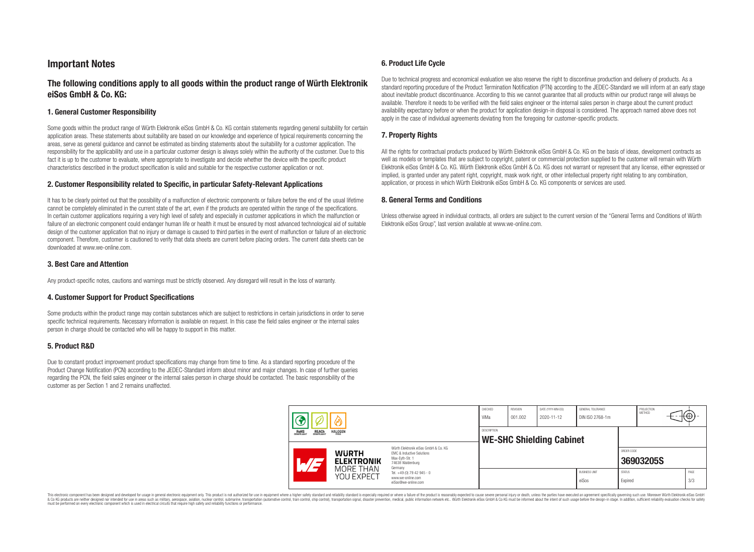# Important Notes

## The following conditions apply to all goods within the product range of Würth Elektronik eiSos GmbH & Co. KG:

### 1. General Customer Responsibility

Some goods within the product range of Würth Elektronik eiSos GmbH & Co. KG contain statements regarding general suitability for certain application areas. These statements about suitability are based on our knowledge and experience of typical requirements concerning the areas, serve as general guidance and cannot be estimated as binding statements about the suitability for a customer application. The responsibility for the applicability and use in a particular customer design is always solely within the authority of the customer. Due to this fact it is up to the customer to evaluate, where appropriate to investigate and decide whether the device with the specific product characteristics described in the product specification is valid and suitable for the respective customer application or not.

### 2. Customer Responsibility related to Specific, in particular Safety-Relevant Applications

It has to be clearly pointed out that the possibility of a malfunction of electronic components or failure before the end of the usual lifetime cannot be completely eliminated in the current state of the art, even if the products are operated within the range of the specifications. In certain customer applications requiring a very high level of safety and especially in customer applications in which the malfunction or failure of an electronic component could endanger human life or health it must be ensured by most advanced technological aid of suitable design of the customer application that no injury or damage is caused to third parties in the event of malfunction or failure of an electronic component. Therefore, customer is cautioned to verify that data sheets are current before placing orders. The current data sheets can be downloaded at www.we-online.com.

### 3. Best Care and Attention

Any product-specific notes, cautions and warnings must be strictly observed. Any disregard will result in the loss of warranty.

### 4. Customer Support for Product Specifications

Some products within the product range may contain substances which are subject to restrictions in certain jurisdictions in order to serve specific technical requirements. Necessary information is available on request. In this case the field sales engineer or the internal sales person in charge should be contacted who will be happy to support in this matter.

### 5. Product R&D

Due to constant product improvement product specifications may change from time to time. As a standard reporting procedure of the Product Change Notification (PCN) according to the JEDEC-Standard inform about minor and major changes. In case of further queries regarding the PCN, the field sales engineer or the internal sales person in charge should be contacted. The basic responsibility of the customer as per Section 1 and 2 remains unaffected.

### 6. Product Life Cycle

Due to technical progress and economical evaluation we also reserve the right to discontinue production and delivery of products. As a standard reporting procedure of the Product Termination Notification (PTN) according to the JEDEC-Standard we will inform at an early stage about inevitable product discontinuance. According to this we cannot guarantee that all products within our product range will always be available. Therefore it needs to be verified with the field sales engineer or the internal sales person in charge about the current product availability expectancy before or when the product for application design-in disposal is considered. The approach named above does not apply in the case of individual agreements deviating from the foregoing for customer-specific products.

### 7. Property Rights

All the rights for contractual products produced by Würth Elektronik eiSos GmbH & Co. KG on the basis of ideas, development contracts as well as models or templates that are subject to copyright, patent or commercial protection supplied to the customer will remain with Würth Elektronik eiSos GmbH & Co. KG. Würth Elektronik eiSos GmbH & Co. KG does not warrant or represent that any license, either expressed or implied, is granted under any patent right, copyright, mask work right, or other intellectual property right relating to any combination, application, or process in which Würth Elektronik eiSos GmbH & Co. KG components or services are used.

### 8. General Terms and Conditions

Unless otherwise agreed in individual contracts, all orders are subject to the current version of the "General Terms and Conditions of Würth Elektronik eiSos Group", last version available at www.we-online.com.

| | | | | | |
|---|---|---|---|---|---|
| CHECKED: ViMa | REVISION: 001.002 | DATE (YYYY-MM-DD): 2020-11-12 | GENERAL TOLERANCE: DIN ISO 2768-1m | PROJECTION METHOD | |
| DESCRIPTION: **WE-SHC Shielding Cabinet** | | | | | |
| Würth Elektronik eiSos GmbH & Co. KG, EMC & Inductive Solutions, Max-Eyth-Str. 1, 74638 Waldenburg, Germany, Tel. +49 (0) 79 42 945 - 0, www.we-online.com, eiSos@we-online.com | | | | ORDER CODE: **36903205S** | |
| | | | BUSINESS UNIT: eiSos | STATUS: Expired | PAGE: 3/3 |

This electronic component has been designed and developed for usage in general electronic equipment only. This product is not authorized for use in equipment where a higher safety standard and reliability standard is especially required or where a failure of the product is reasonably expected to cause severe personal injury or death, unless the parties have executed an agreement specifically governing such use. Moreover Würth Elektronik eiSos GmbH & Co KG products are neither designed nor intended for use in areas such as military, aerospace, aviation, nuclear control, submarine, transportation (automotive control, train control, ship control), transportation signal, disaster prevention, medical, public information network etc.. Würth Elektronik eiSos GmbH & Co KG must be informed about the intent of such usage before the design-in stage. In addition, sufficient reliability evaluation checks for safety must be performed on every electronic component which is used in electrical circuits that require high safety and reliability functions or performance.